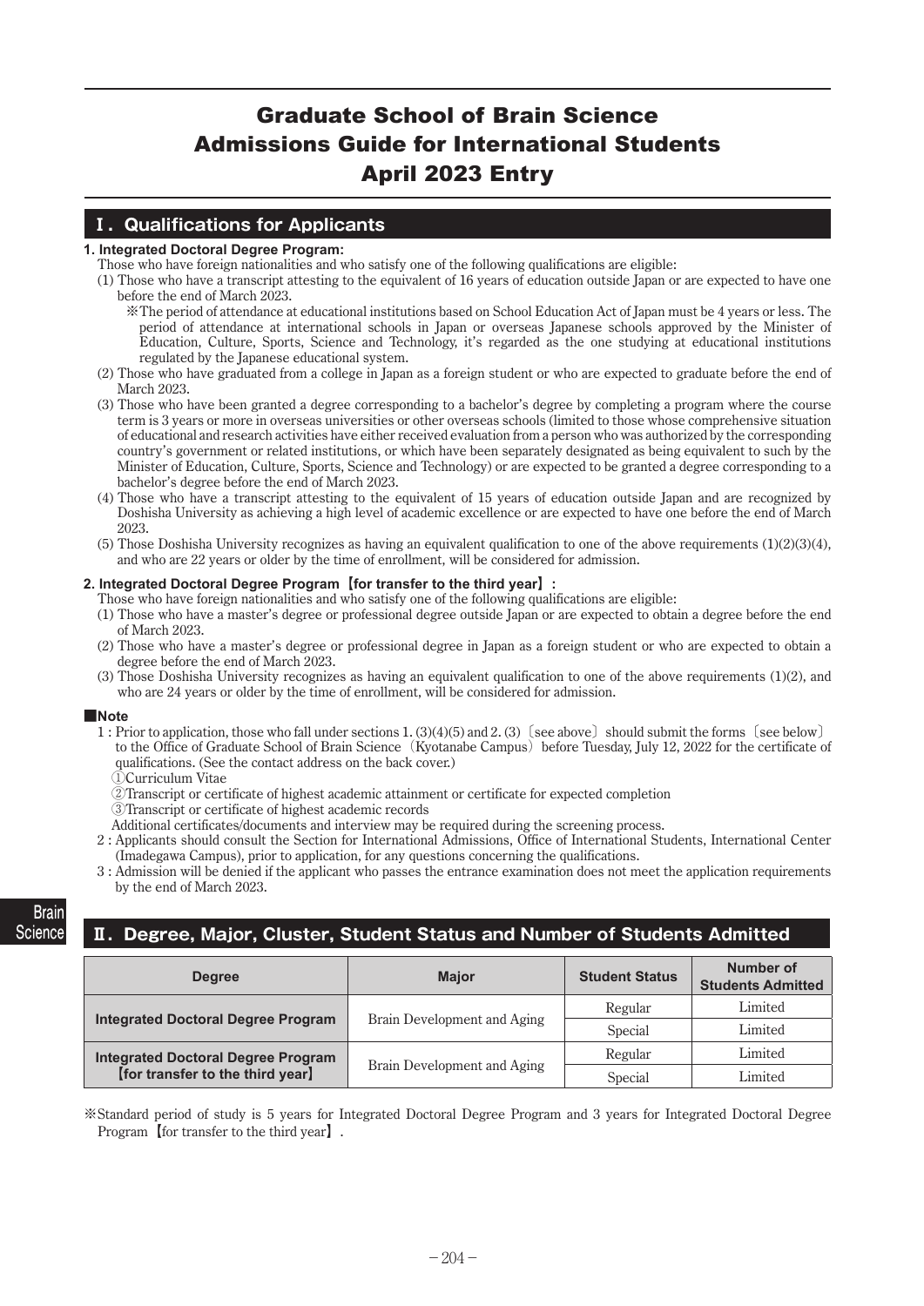# Graduate School of Brain Science Admissions Guide for International Students April 2023 Entry

## Ⅰ. Qualifications for Applicants

### 1. Integrated Doctoral Degree Program:

Those who have foreign nationalities and who satisfy one of the following qualifications are eligible:

(1) Those who have a transcript attesting to the equivalent of 16 years of education outside Japan or are expected to have one before the end of March 2023.

※The period of attendance at educational institutions based on School Education Act of Japan must be 4 years or less. The period of attendance at international schools in Japan or overseas Japanese schools approved by the Minister of Education, Culture, Sports, Science and Technology, it's regarded as the one studying at educational institutions regulated by the Japanese educational system.

(2) Those who have graduated from a college in Japan as a foreign student or who are expected to graduate before the end of March 2023.

(3) Those who have been granted a degree corresponding to a bachelor's degree by completing a program where the course term is 3 years or more in overseas universities or other overseas schools (limited to those whose comprehensive situation of educational and research activities have either received evaluation from a person who was authorized by the corresponding country's government or related institutions, or which have been separately designated as being equivalent to such by the Minister of Education, Culture, Sports, Science and Technology) or are expected to be granted a degree corresponding to a bachelor's degree before the end of March 2023.

(4) Those who have a transcript attesting to the equivalent of 15 years of education outside Japan and are recognized by Doshisha University as achieving a high level of academic excellence or are expected to have one before the end of March 2023.

(5) Those Doshisha University recognizes as having an equivalent qualification to one of the above requirements (1)(2)(3)(4), and who are 22 years or older by the time of enrollment, will be considered for admission.

### 2. Integrated Doctoral Degree Program【for transfer to the third year】:

Those who have foreign nationalities and who satisfy one of the following qualifications are eligible:

(1) Those who have a master's degree or professional degree outside Japan or are expected to obtain a degree before the end of March 2023.

(2) Those who have a master's degree or professional degree in Japan as a foreign student or who are expected to obtain a degree before the end of March 2023.

(3) Those Doshisha University recognizes as having an equivalent qualification to one of the above requirements (1)(2), and who are 24 years or older by the time of enrollment, will be considered for admission.

### ■Note

1 : Prior to application, those who fall under sections 1. (3)(4)(5) and 2. (3)〔see above〕should submit the forms〔see below〕to the Office of Graduate School of Brain Science（Kyotanabe Campus）before Tuesday, July 12, 2022 for the certificate of qualifications. (See the contact address on the back cover.)

①Curriculum Vitae

②Transcript or certificate of highest academic attainment or certificate for expected completion

③Transcript or certificate of highest academic records

Additional certificates/documents and interview may be required during the screening process.

2 : Applicants should consult the Section for International Admissions, Office of International Students, International Center (Imadegawa Campus), prior to application, for any questions concerning the qualifications.

3 : Admission will be denied if the applicant who passes the entrance examination does not meet the application requirements by the end of March 2023.

## Ⅱ. Degree, Major, Cluster, Student Status and Number of Students Admitted

| Degree | Major | Student Status | Number of Students Admitted |
|---|---|---|---|
| Integrated Doctoral Degree Program | Brain Development and Aging | Regular | Limited |
| | | Special | Limited |
| Integrated Doctoral Degree Program【for transfer to the third year】 | Brain Development and Aging | Regular | Limited |
| | | Special | Limited |

※Standard period of study is 5 years for Integrated Doctoral Degree Program and 3 years for Integrated Doctoral Degree Program【for transfer to the third year】.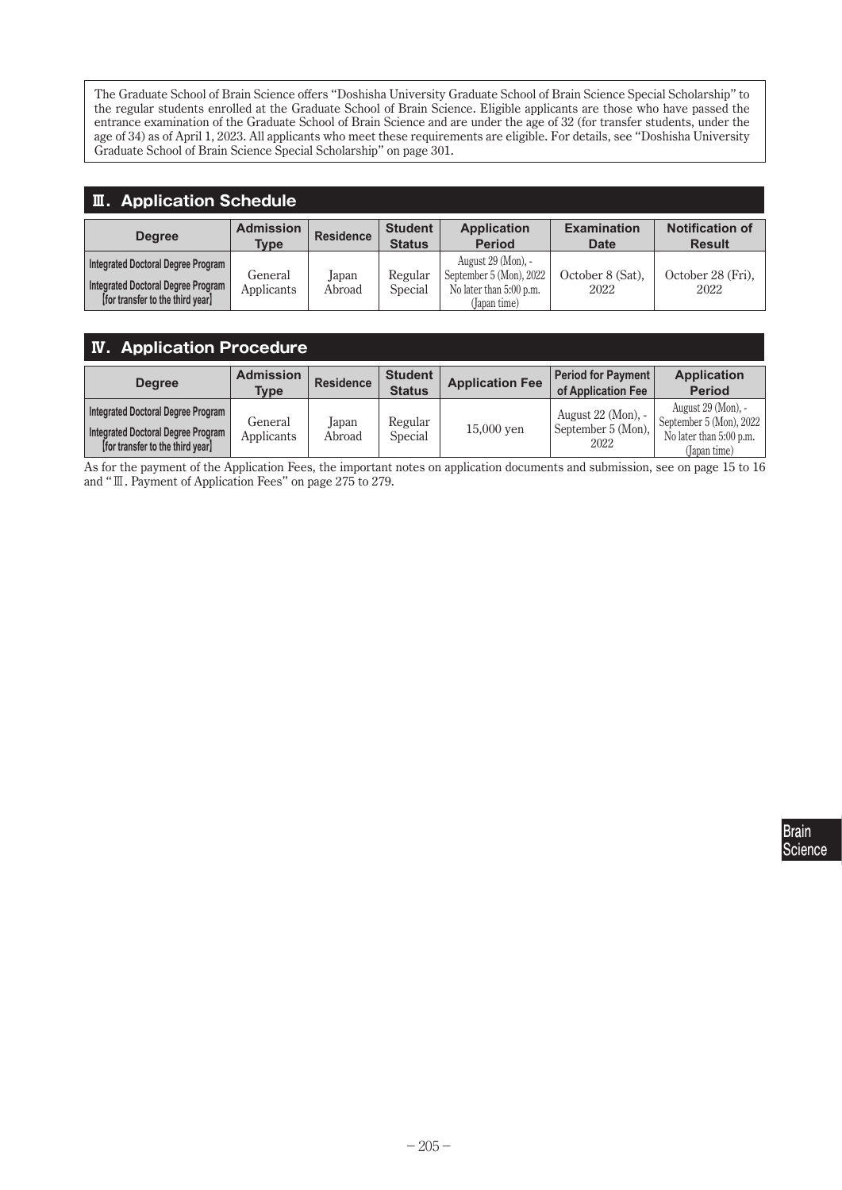The Graduate School of Brain Science offers "Doshisha University Graduate School of Brain Science Special Scholarship" to the regular students enrolled at the Graduate School of Brain Science. Eligible applicants are those who have passed the entrance examination of the Graduate School of Brain Science and are under the age of 32 (for transfer students, under the age of 34) as of April 1, 2023. All applicants who meet these requirements are eligible. For details, see "Doshisha University Graduate School of Brain Science Special Scholarship" on page 301.

## Ⅲ. Application Schedule

| Degree | Admission Type | Residence | Student Status | Application Period | Examination Date | Notification of Result |
|---|---|---|---|---|---|---|
| Integrated Doctoral Degree Program<br>Integrated Doctoral Degree Program [for transfer to the third year] | General Applicants | Japan<br>Abroad | Regular<br>Special | August 29 (Mon), - September 5 (Mon), 2022 No later than 5:00 p.m. (Japan time) | October 8 (Sat), 2022 | October 28 (Fri), 2022 |

## Ⅳ. Application Procedure

| Degree | Admission Type | Residence | Student Status | Application Fee | Period for Payment of Application Fee | Application Period |
|---|---|---|---|---|---|---|
| Integrated Doctoral Degree Program<br>Integrated Doctoral Degree Program [for transfer to the third year] | General Applicants | Japan<br>Abroad | Regular<br>Special | 15,000 yen | August 22 (Mon), - September 5 (Mon), 2022 | August 29 (Mon), - September 5 (Mon), 2022 No later than 5:00 p.m. (Japan time) |

As for the payment of the Application Fees, the important notes on application documents and submission, see on page 15 to 16 and "Ⅲ. Payment of Application Fees" on page 275 to 279.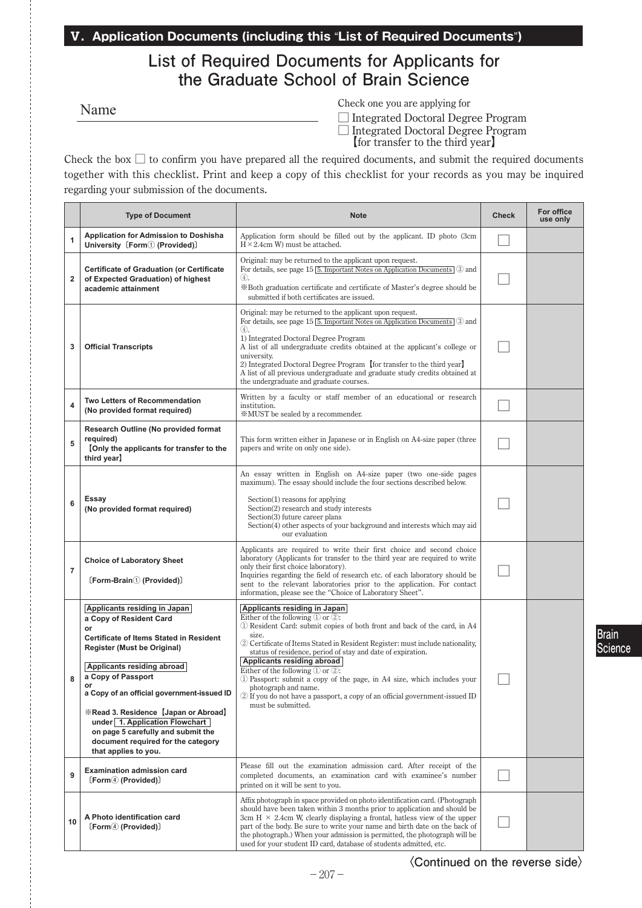## V. Application Documents (including this "List of Required Documents")

# List of Required Documents for Applicants for the Graduate School of Brain Science

Name ______________________________

Check one you are applying for

☐ Integrated Doctoral Degree Program

☐ Integrated Doctoral Degree Program 【for transfer to the third year】

Check the box ☐ to confirm you have prepared all the required documents, and submit the required documents together with this checklist. Print and keep a copy of this checklist for your records as you may be inquired regarding your submission of the documents.

| | Type of Document | Note | Check | For office use only |
|---|---|---|---|---|
| 1 | **Application for Admission to Doshisha University〔Form① (Provided)〕** | Application form should be filled out by the applicant. ID photo (3cm H × 2.4cm W) must be attached. | ☐ | |
| 2 | **Certificate of Graduation (or Certificate of Expected Graduation) of highest academic attainment** | Original: may be returned to the applicant upon request. For details, see page 15 5. Important Notes on Application Documents ③ and ④. ※Both graduation certificate and certificate of Master's degree should be submitted if both certificates are issued. | ☐ | |
| 3 | **Official Transcripts** | Original: may be returned to the applicant upon request. For details, see page 15 5. Important Notes on Application Documents ③ and ④. 1) Integrated Doctoral Degree Program A list of all undergraduate credits obtained at the applicant's college or university. 2) Integrated Doctoral Degree Program【for transfer to the third year】 A list of all previous undergraduate and graduate study credits obtained at the undergraduate and graduate courses. | ☐ | |
| 4 | **Two Letters of Recommendation (No provided format required)** | Written by a faculty or staff member of an educational or research institution. ※MUST be sealed by a recommender. | ☐ | |
| 5 | **Research Outline (No provided format required) 【Only the applicants for transfer to the third year】** | This form written either in Japanese or in English on A4-size paper (three papers and write on only one side). | ☐ | |
| 6 | **Essay (No provided format required)** | An essay written in English on A4-size paper (two one-side pages maximum). The essay should include the four sections described below. Section(1) reasons for applying Section(2) research and study interests Section(3) future career plans Section(4) other aspects of your background and interests which may aid our evaluation | ☐ | |
| 7 | **Choice of Laboratory Sheet〔Form-Brain① (Provided)〕** | Applicants are required to write their first choice and second choice laboratory (Applicants for transfer to the third year are required to write only their first choice laboratory). Inquiries regarding the field of research etc. of each laboratory should be sent to the relevant laboratories prior to the application. For contact information, please see the "Choice of Laboratory Sheet". | ☐ | |
| 8 | **Applicants residing in Japan** **a Copy of Resident Card or Certificate of Items Stated in Resident Register (Must be Original)** **Applicants residing abroad** **a Copy of Passport or a Copy of an official government-issued ID** **※Read 3. Residence【Japan or Abroad】 under 1. Application Flowchart on page 5 carefully and submit the document required for the category that applies to you.** | **Applicants residing in Japan** Either of the following ① or ②: ① Resident Card: submit copies of both front and back of the card, in A4 size. ② Certificate of Items Stated in Resident Register: must include nationality, status of residence, period of stay and date of expiration. **Applicants residing abroad** Either of the following ① or ②: ① Passport: submit a copy of the page, in A4 size, which includes your photograph and name. ② If you do not have a passport, a copy of an official government-issued ID must be submitted. | ☐ | |
| 9 | **Examination admission card〔Form④ (Provided)〕** | Please fill out the examination admission card. After receipt of the completed documents, an examination card with examinee's number printed on it will be sent to you. | ☐ | |
| 10 | **A Photo identification card〔Form④ (Provided)〕** | Affix photograph in space provided on photo identification card. (Photograph should have been taken within 3 months prior to application and should be 3cm H × 2.4cm W, clearly displaying a frontal, hatless view of the upper part of the body. Be sure to write your name and birth date on the back of the photograph.) When your admission is permitted, the photograph will be used for your student ID card, database of students admitted, etc. | ☐ | |

〈Continued on the reverse side〉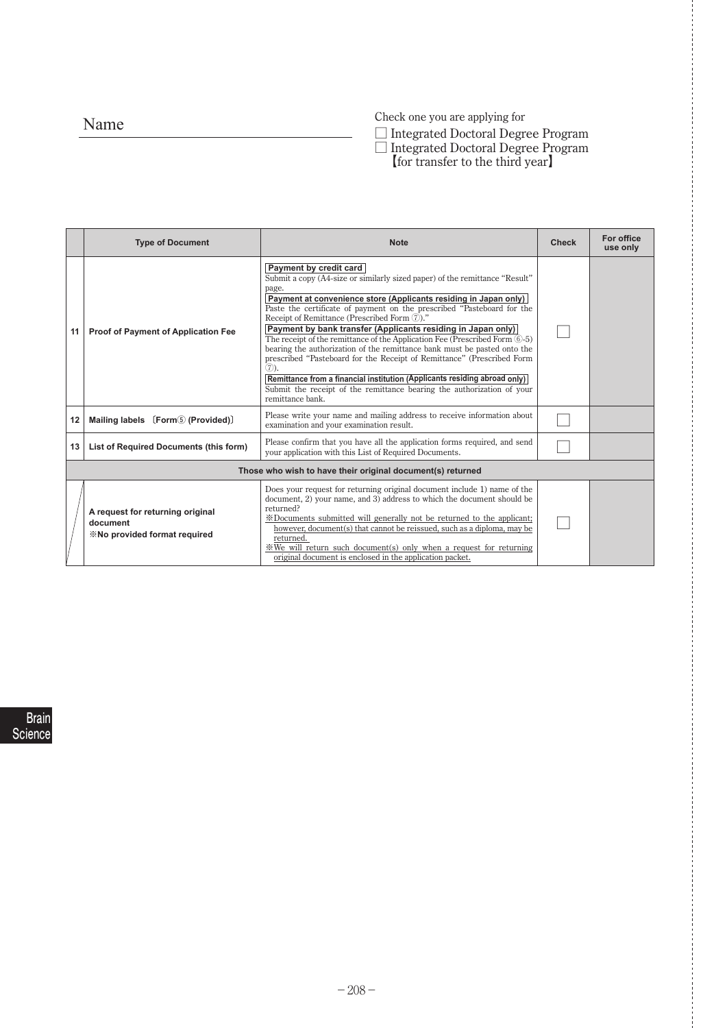Name ____________________

Check one you are applying for

☐ Integrated Doctoral Degree Program

☐ Integrated Doctoral Degree Program 【for transfer to the third year】

| | Type of Document | Note | Check | For office use only |
|---|---|---|---|---|
| 11 | **Proof of Payment of Application Fee** | **Payment by credit card**<br>Submit a copy (A4-size or similarly sized paper) of the remittance "Result" page.<br>**Payment at convenience store (Applicants residing in Japan only)**<br>Paste the certificate of payment on the prescribed "Pasteboard for the Receipt of Remittance (Prescribed Form ⑦)."<br>**Payment by bank transfer (Applicants residing in Japan only)**<br>The receipt of the remittance of the Application Fee (Prescribed Form ⑥-5) bearing the authorization of the remittance bank must be pasted onto the prescribed "Pasteboard for the Receipt of Remittance" (Prescribed Form ⑦).<br>**Remittance from a financial institution (Applicants residing abroad only)**<br>Submit the receipt of the remittance bearing the authorization of your remittance bank. | ☐ | |
| 12 | **Mailing labels 〔Form⑤ (Provided)〕** | Please write your name and mailing address to receive information about examination and your examination result. | ☐ | |
| 13 | **List of Required Documents (this form)** | Please confirm that you have all the application forms required, and send your application with this List of Required Documents. | ☐ | |
| | | **Those who wish to have their original document(s) returned** | | |
| | **A request for returning original document**<br>**※No provided format required** | Does your request for returning original document include 1) name of the document, 2) your name, and 3) address to which the document should be returned?<br>※Documents submitted will generally not be returned to the applicant; however, document(s) that cannot be reissued, such as a diploma, may be returned.<br>※We will return such document(s) only when a request for returning original document is enclosed in the application packet. | ☐ | |

Brain Science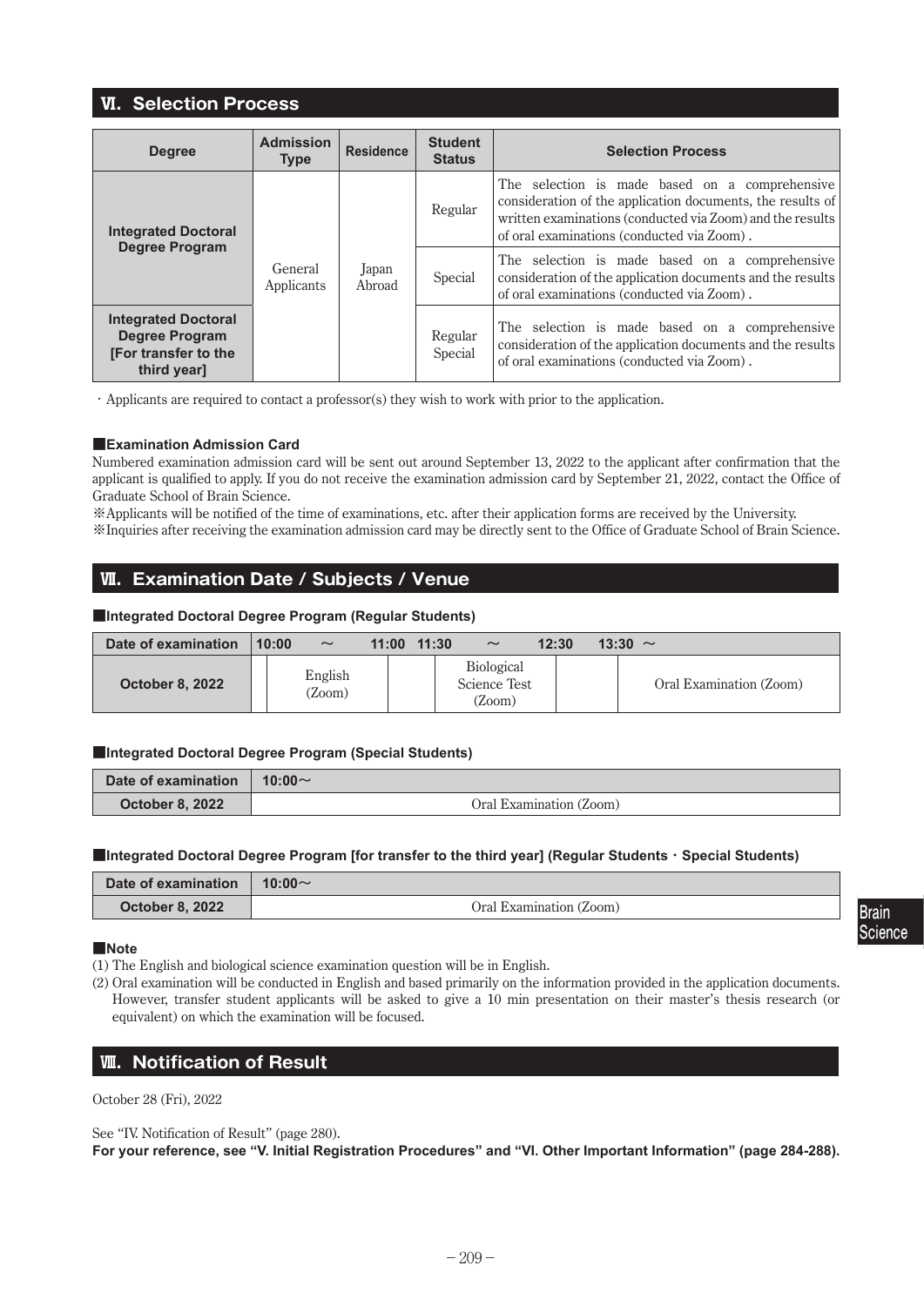## Ⅵ. Selection Process

| Degree | Admission Type | Residence | Student Status | Selection Process |
|---|---|---|---|---|
| **Integrated Doctoral Degree Program** | General Applicants | Japan Abroad | Regular | The selection is made based on a comprehensive consideration of the application documents, the results of written examinations (conducted via Zoom) and the results of oral examinations (conducted via Zoom). |
| | | | Special | The selection is made based on a comprehensive consideration of the application documents and the results of oral examinations (conducted via Zoom). |
| **Integrated Doctoral Degree Program [For transfer to the third year]** | | | Regular Special | The selection is made based on a comprehensive consideration of the application documents and the results of oral examinations (conducted via Zoom). |

・Applicants are required to contact a professor(s) they wish to work with prior to the application.

**■Examination Admission Card**

Numbered examination admission card will be sent out around September 13, 2022 to the applicant after confirmation that the applicant is qualified to apply. If you do not receive the examination admission card by September 21, 2022, contact the Office of Graduate School of Brain Science.

※Applicants will be notified of the time of examinations, etc. after their application forms are received by the University.

※Inquiries after receiving the examination admission card may be directly sent to the Office of Graduate School of Brain Science.

## Ⅶ. Examination Date / Subjects / Venue

**■Integrated Doctoral Degree Program (Regular Students)**

| Date of examination | 10:00 ～ 11:00 | 11:30 ～ 12:30 | 13:30 ～ |
|---|---|---|---|
| **October 8, 2022** | English (Zoom) | Biological Science Test (Zoom) | Oral Examination (Zoom) |

**■Integrated Doctoral Degree Program (Special Students)**

| Date of examination | 10:00～ |
|---|---|
| **October 8, 2022** | Oral Examination (Zoom) |

**■Integrated Doctoral Degree Program [for transfer to the third year] (Regular Students・Special Students)**

| Date of examination | 10:00～ |
|---|---|
| **October 8, 2022** | Oral Examination (Zoom) |

**■Note**

(1) The English and biological science examination question will be in English.

(2) Oral examination will be conducted in English and based primarily on the information provided in the application documents. However, transfer student applicants will be asked to give a 10 min presentation on their master's thesis research (or equivalent) on which the examination will be focused.

## Ⅷ. Notification of Result

October 28 (Fri), 2022

See "IV. Notification of Result" (page 280).

**For your reference, see "V. Initial Registration Procedures" and "VI. Other Important Information" (page 284-288).**